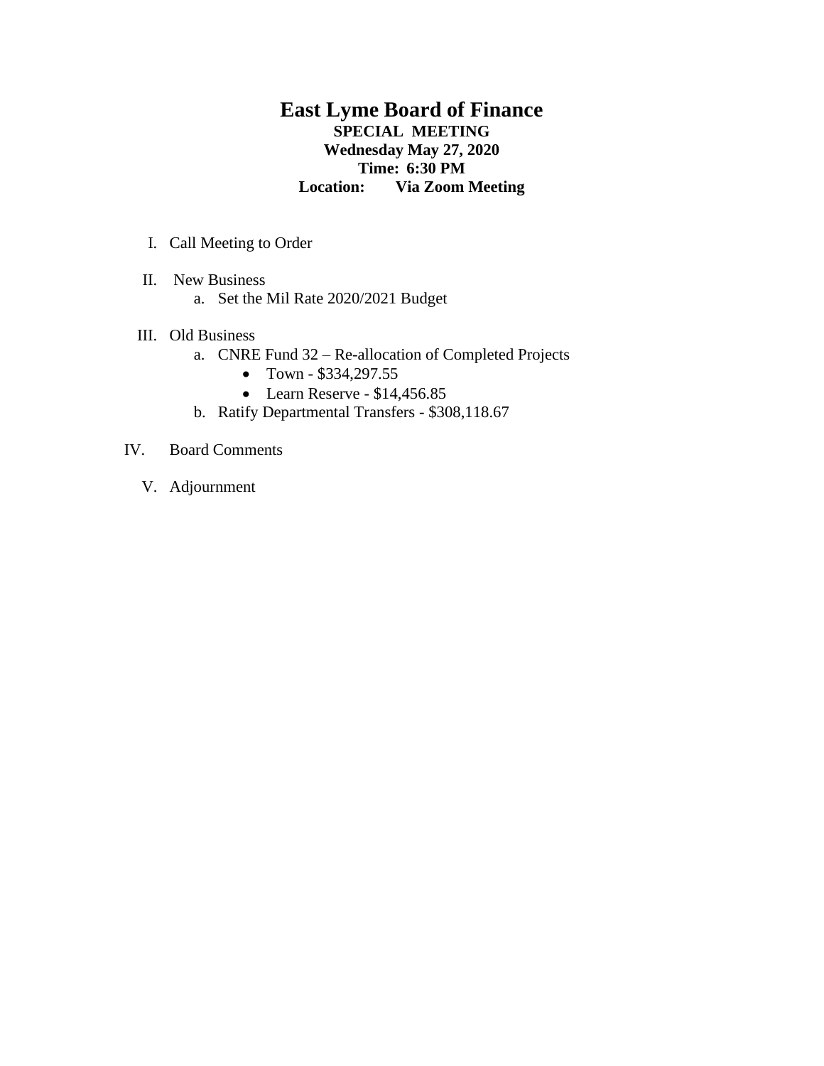# East Lyme Board of Finance

**SPECIAL MEETING**
**Wednesday May 27, 2020**
**Time: 6:30 PM**
**Location: Via Zoom Meeting**

I. Call Meeting to Order

II. New Business
   a. Set the Mil Rate 2020/2021 Budget

III. Old Business
   a. CNRE Fund 32 – Re-allocation of Completed Projects
      - Town - $334,297.55
      - Learn Reserve - $14,456.85
   b. Ratify Departmental Transfers - $308,118.67

IV. Board Comments

V. Adjournment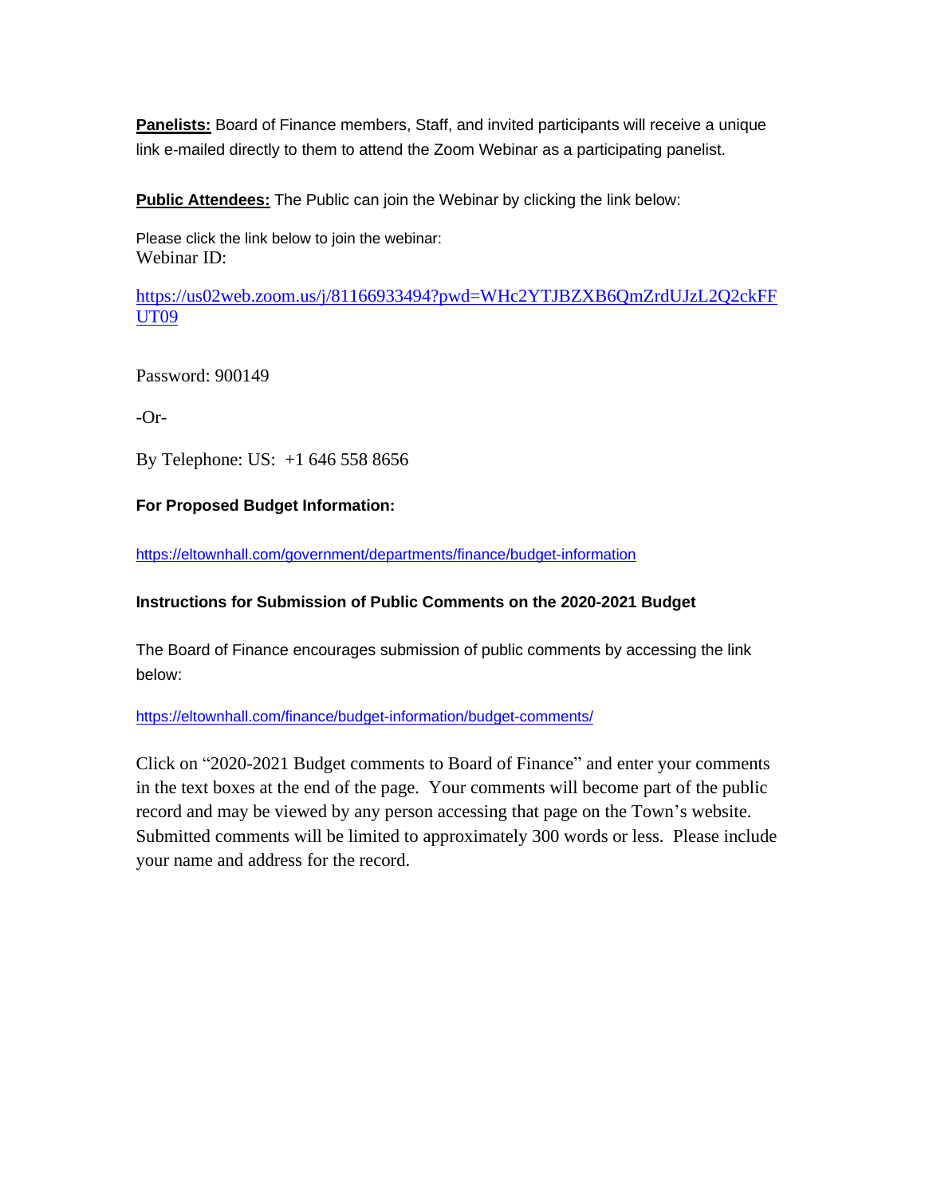**Panelists:** Board of Finance members, Staff, and invited participants will receive a unique link e-mailed directly to them to attend the Zoom Webinar as a participating panelist.

**Public Attendees:** The Public can join the Webinar by clicking the link below:

Please click the link below to join the webinar:
Webinar ID:

https://us02web.zoom.us/j/81166933494?pwd=WHc2YTJBZXB6QmZrdUJzL2Q2ckFFUT09

Password: 900149

-Or-

By Telephone: US: +1 646 558 8656

**For Proposed Budget Information:**

https://eltownhall.com/government/departments/finance/budget-information

**Instructions for Submission of Public Comments on the 2020-2021 Budget**

The Board of Finance encourages submission of public comments by accessing the link below:

https://eltownhall.com/finance/budget-information/budget-comments/

Click on "2020-2021 Budget comments to Board of Finance" and enter your comments in the text boxes at the end of the page. Your comments will become part of the public record and may be viewed by any person accessing that page on the Town's website. Submitted comments will be limited to approximately 300 words or less. Please include your name and address for the record.